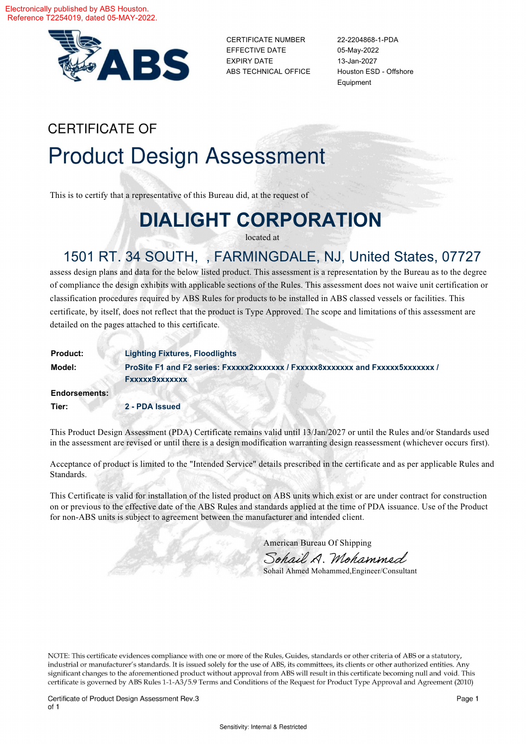Electronically published by ABS Houston.
Reference T2254019, dated 05-MAY-2022.

ABS

| | |
|---|---|
| CERTIFICATE NUMBER | 22-2204868-1-PDA |
| EFFECTIVE DATE | 05-May-2022 |
| EXPIRY DATE | 13-Jan-2027 |
| ABS TECHNICAL OFFICE | Houston ESD - Offshore Equipment |

CERTIFICATE OF

# Product Design Assessment

This is to certify that a representative of this Bureau did, at the request of

## DIALIGHT CORPORATION

located at

### 1501 RT. 34 SOUTH, , FARMINGDALE, NJ, United States, 07727

assess design plans and data for the below listed product. This assessment is a representation by the Bureau as to the degree of compliance the design exhibits with applicable sections of the Rules. This assessment does not waive unit certification or classification procedures required by ABS Rules for products to be installed in ABS classed vessels or facilities. This certificate, by itself, does not reflect that the product is Type Approved. The scope and limitations of this assessment are detailed on the pages attached to this certificate.

| | |
|---|---|
| **Product:** | **Lighting Fixtures, Floodlights** |
| **Model:** | **ProSite F1 and F2 series: Fxxxxx2xxxxxxx / Fxxxxx8xxxxxxx and Fxxxxx5xxxxxxx / Fxxxxx9xxxxxxx** |
| **Endorsements:** | |
| **Tier:** | **2 - PDA Issued** |

This Product Design Assessment (PDA) Certificate remains valid until 13/Jan/2027 or until the Rules and/or Standards used in the assessment are revised or until there is a design modification warranting design reassessment (whichever occurs first).

Acceptance of product is limited to the "Intended Service" details prescribed in the certificate and as per applicable Rules and Standards.

This Certificate is valid for installation of the listed product on ABS units which exist or are under contract for construction on or previous to the effective date of the ABS Rules and standards applied at the time of PDA issuance. Use of the Product for non-ABS units is subject to agreement between the manufacturer and intended client.

American Bureau Of Shipping

*Sohail A. Mohammed*

Sohail Ahmed Mohammed,Engineer/Consultant

NOTE: This certificate evidences compliance with one or more of the Rules, Guides, standards or other criteria of ABS or a statutory, industrial or manufacturer's standards. It is issued solely for the use of ABS, its committees, its clients or other authorized entities. Any significant changes to the aforementioned product without approval from ABS will result in this certificate becoming null and void. This certificate is governed by ABS Rules 1-1-A3/5.9 Terms and Conditions of the Request for Product Type Approval and Agreement (2010)

Certificate of Product Design Assessment Rev.3

Sensitivity: Internal & Restricted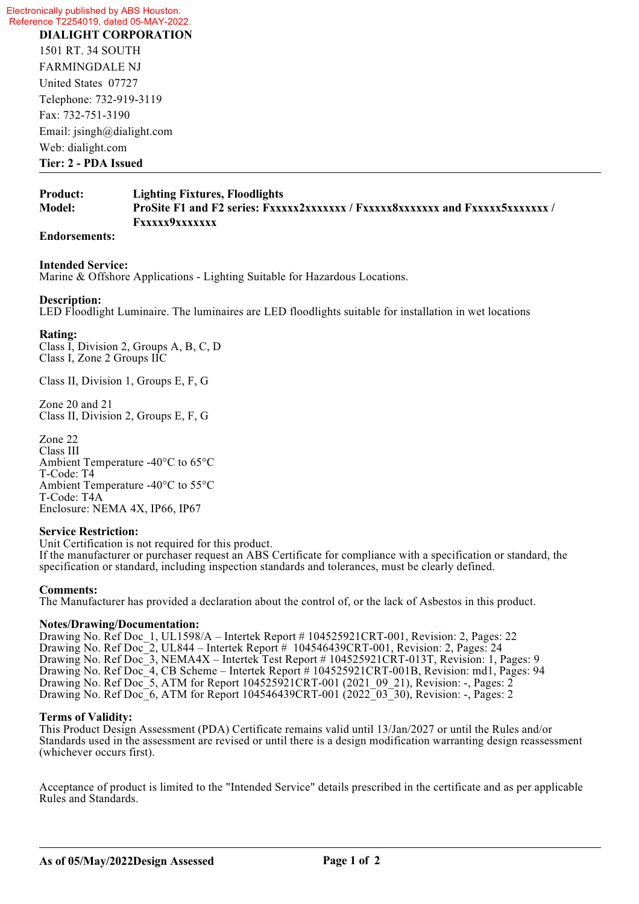Electronically published by ABS Houston.
Reference T2254019, dated 05-MAY-2022.

**DIALIGHT CORPORATION**
1501 RT. 34 SOUTH
FARMINGDALE NJ
United States 07727
Telephone: 732-919-3119
Fax: 732-751-3190
Email: jsingh@dialight.com
Web: dialight.com
**Tier: 2 - PDA Issued**

---

**Product:** **Lighting Fixtures, Floodlights**
**Model:** **ProSite F1 and F2 series: Fxxxxx2xxxxxxx / Fxxxxx8xxxxxxx and Fxxxxx5xxxxxxx / Fxxxxx9xxxxxxx**
**Endorsements:**

**Intended Service:**
Marine & Offshore Applications - Lighting Suitable for Hazardous Locations.

**Description:**
LED Floodlight Luminaire. The luminaires are LED floodlights suitable for installation in wet locations

**Rating:**
Class I, Division 2, Groups A, B, C, D
Class I, Zone 2 Groups IIC

Class II, Division 1, Groups E, F, G

Zone 20 and 21
Class II, Division 2, Groups E, F, G

Zone 22
Class III
Ambient Temperature -40°C to 65°C
T-Code: T4
Ambient Temperature -40°C to 55°C
T-Code: T4A
Enclosure: NEMA 4X, IP66, IP67

**Service Restriction:**
Unit Certification is not required for this product.
If the manufacturer or purchaser request an ABS Certificate for compliance with a specification or standard, the specification or standard, including inspection standards and tolerances, must be clearly defined.

**Comments:**
The Manufacturer has provided a declaration about the control of, or the lack of Asbestos in this product.

**Notes/Drawing/Documentation:**
Drawing No. Ref Doc_1, UL1598/A – Intertek Report # 104525921CRT-001, Revision: 2, Pages: 22
Drawing No. Ref Doc_2, UL844 – Intertek Report # 104546439CRT-001, Revision: 2, Pages: 24
Drawing No. Ref Doc_3, NEMA4X – Intertek Test Report # 104525921CRT-013T, Revision: 1, Pages: 9
Drawing No. Ref Doc_4, CB Scheme – Intertek Report # 104525921CRT-001B, Revision: md1, Pages: 94
Drawing No. Ref Doc_5, ATM for Report 104525921CRT-001 (2021_09_21), Revision: -, Pages: 2
Drawing No. Ref Doc_6, ATM for Report 104546439CRT-001 (2022_03_30), Revision: -, Pages: 2

**Terms of Validity:**
This Product Design Assessment (PDA) Certificate remains valid until 13/Jan/2027 or until the Rules and/or Standards used in the assessment are revised or until there is a design modification warranting design reassessment (whichever occurs first).

Acceptance of product is limited to the "Intended Service" details prescribed in the certificate and as per applicable Rules and Standards.

---

**As of 05/May/2022 Design Assessed**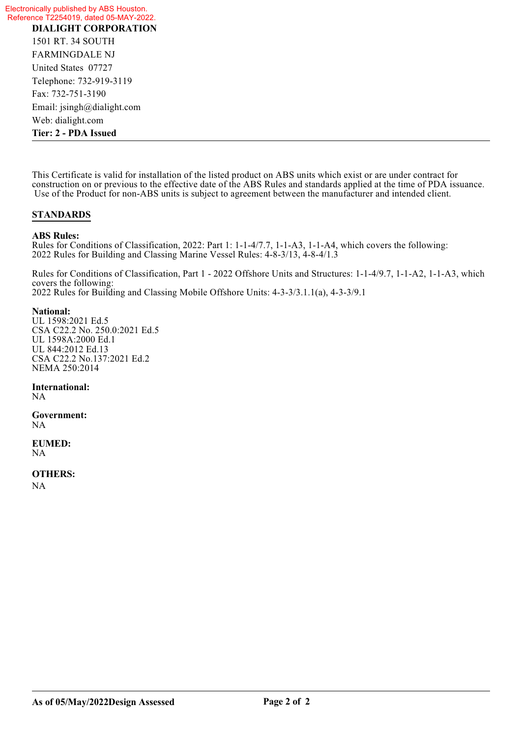Electronically published by ABS Houston.
Reference T2254019, dated 05-MAY-2022.

**DIALIGHT CORPORATION**

1501 RT. 34 SOUTH

FARMINGDALE NJ

United States 07727

Telephone: 732-919-3119

Fax: 732-751-3190

Email: jsingh@dialight.com

Web: dialight.com

**Tier: 2 - PDA Issued**

---

This Certificate is valid for installation of the listed product on ABS units which exist or are under contract for construction on or previous to the effective date of the ABS Rules and standards applied at the time of PDA issuance. Use of the Product for non-ABS units is subject to agreement between the manufacturer and intended client.

## STANDARDS

**ABS Rules:**
Rules for Conditions of Classification, 2022: Part 1: 1-1-4/7.7, 1-1-A3, 1-1-A4, which covers the following:
2022 Rules for Building and Classing Marine Vessel Rules: 4-8-3/13, 4-8-4/1.3

Rules for Conditions of Classification, Part 1 - 2022 Offshore Units and Structures: 1-1-4/9.7, 1-1-A2, 1-1-A3, which covers the following:
2022 Rules for Building and Classing Mobile Offshore Units: 4-3-3/3.1.1(a), 4-3-3/9.1

**National:**
UL 1598:2021 Ed.5
CSA C22.2 No. 250.0:2021 Ed.5
UL 1598A:2000 Ed.1
UL 844:2012 Ed.13
CSA C22.2 No.137:2021 Ed.2
NEMA 250:2014

**International:**
NA

**Government:**
NA

**EUMED:**
NA

**OTHERS:**
NA

**As of 05/May/2022Design Assessed**